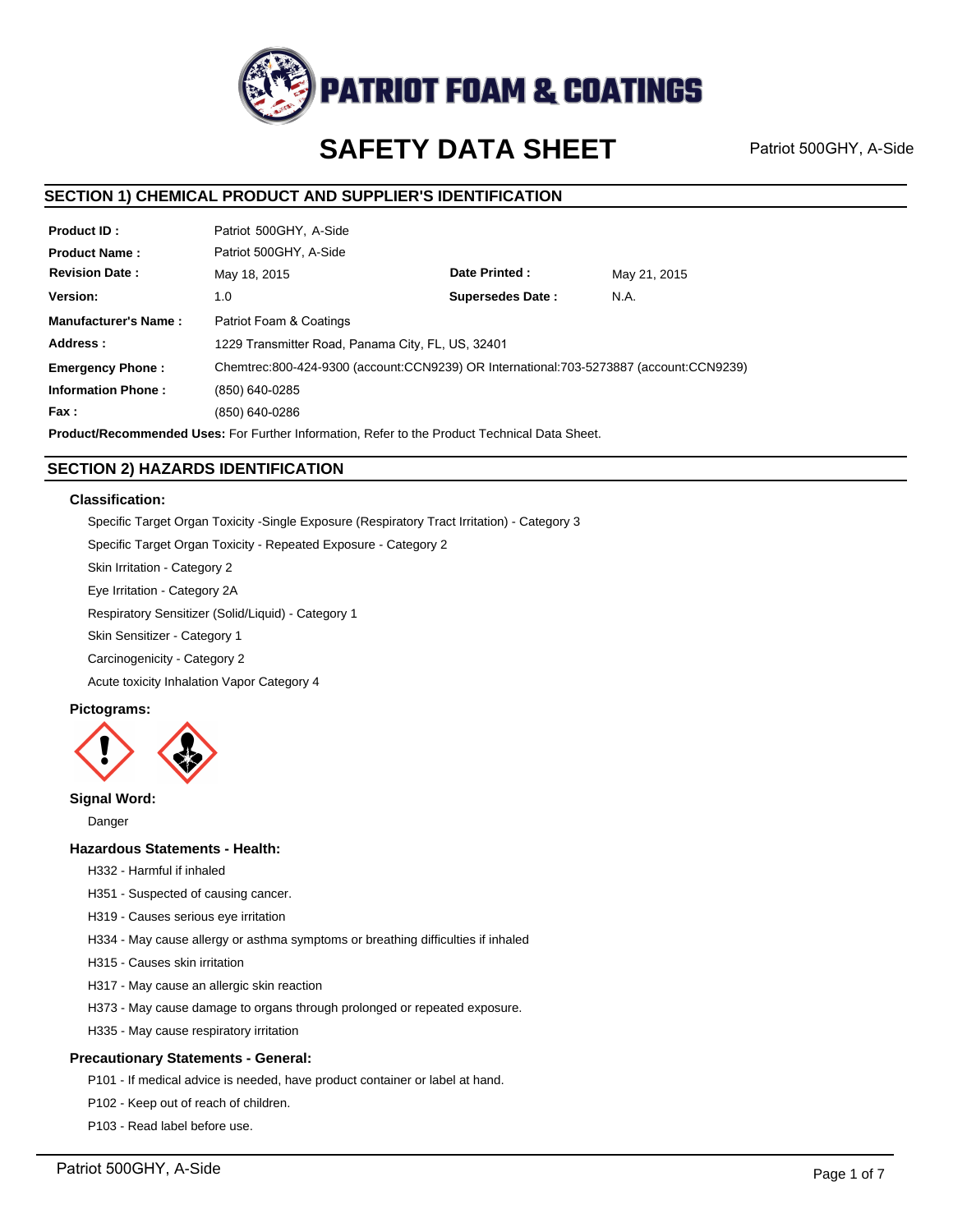# PATRIOT FOAM & COATINGS

# SAFETY DATA SHEET

Patriot 500GHY, A-Side

## SECTION 1) CHEMICAL PRODUCT AND SUPPLIER'S IDENTIFICATION

| | | | |
|---|---|---|---|
| **Product ID :** | Patriot 500GHY, A-Side | | |
| **Product Name :** | Patriot 500GHY, A-Side | | |
| **Revision Date :** | May 18, 2015 | **Date Printed :** | May 21, 2015 |
| **Version:** | 1.0 | **Supersedes Date :** | N.A. |
| **Manufacturer's Name :** | Patriot Foam & Coatings | | |
| **Address :** | 1229 Transmitter Road, Panama City, FL, US, 32401 | | |
| **Emergency Phone :** | Chemtrec:800-424-9300 (account:CCN9239) OR International:703-5273887 (account:CCN9239) | | |
| **Information Phone :** | (850) 640-0285 | | |
| **Fax :** | (850) 640-0286 | | |

**Product/Recommended Uses:** For Further Information, Refer to the Product Technical Data Sheet.

## SECTION 2) HAZARDS IDENTIFICATION

### Classification:

Specific Target Organ Toxicity -Single Exposure (Respiratory Tract Irritation) - Category 3

Specific Target Organ Toxicity - Repeated Exposure - Category 2

Skin Irritation - Category 2

Eye Irritation - Category 2A

Respiratory Sensitizer (Solid/Liquid) - Category 1

Skin Sensitizer - Category 1

Carcinogenicity - Category 2

Acute toxicity Inhalation Vapor Category 4

### Pictograms:

### Signal Word:

Danger

### Hazardous Statements - Health:

H332 - Harmful if inhaled

H351 - Suspected of causing cancer.

H319 - Causes serious eye irritation

H334 - May cause allergy or asthma symptoms or breathing difficulties if inhaled

H315 - Causes skin irritation

H317 - May cause an allergic skin reaction

H373 - May cause damage to organs through prolonged or repeated exposure.

H335 - May cause respiratory irritation

### Precautionary Statements - General:

P101 - If medical advice is needed, have product container or label at hand.

P102 - Keep out of reach of children.

P103 - Read label before use.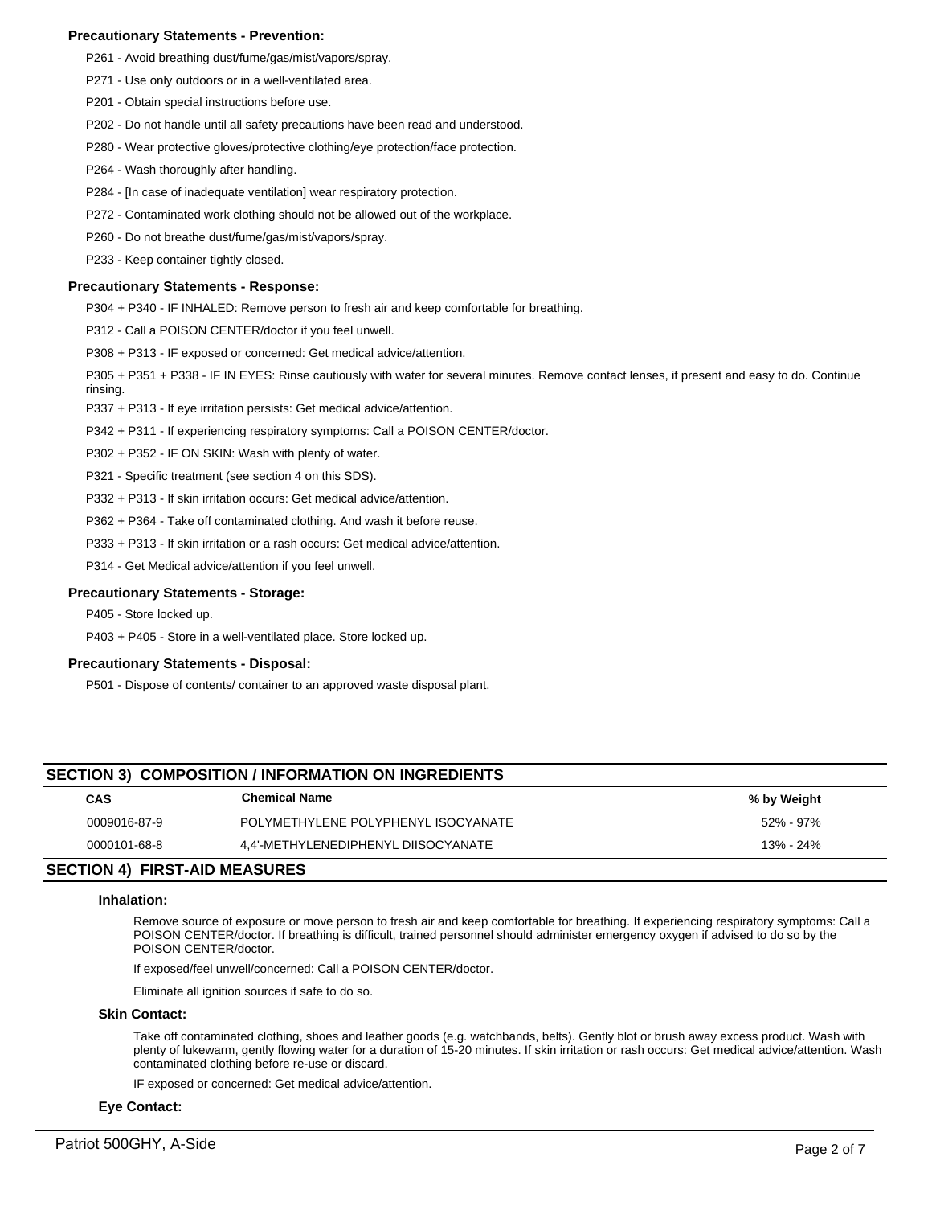### Precautionary Statements - Prevention:

P261 - Avoid breathing dust/fume/gas/mist/vapors/spray.

P271 - Use only outdoors or in a well-ventilated area.

P201 - Obtain special instructions before use.

P202 - Do not handle until all safety precautions have been read and understood.

P280 - Wear protective gloves/protective clothing/eye protection/face protection.

P264 - Wash thoroughly after handling.

P284 - [In case of inadequate ventilation] wear respiratory protection.

P272 - Contaminated work clothing should not be allowed out of the workplace.

P260 - Do not breathe dust/fume/gas/mist/vapors/spray.

P233 - Keep container tightly closed.

### Precautionary Statements - Response:

P304 + P340 - IF INHALED: Remove person to fresh air and keep comfortable for breathing.

P312 - Call a POISON CENTER/doctor if you feel unwell.

P308 + P313 - IF exposed or concerned: Get medical advice/attention.

P305 + P351 + P338 - IF IN EYES: Rinse cautiously with water for several minutes. Remove contact lenses, if present and easy to do. Continue rinsing.

P337 + P313 - If eye irritation persists: Get medical advice/attention.

P342 + P311 - If experiencing respiratory symptoms: Call a POISON CENTER/doctor.

P302 + P352 - IF ON SKIN: Wash with plenty of water.

P321 - Specific treatment (see section 4 on this SDS).

P332 + P313 - If skin irritation occurs: Get medical advice/attention.

P362 + P364 - Take off contaminated clothing. And wash it before reuse.

P333 + P313 - If skin irritation or a rash occurs: Get medical advice/attention.

P314 - Get Medical advice/attention if you feel unwell.

### Precautionary Statements - Storage:

P405 - Store locked up.

P403 + P405 - Store in a well-ventilated place. Store locked up.

### Precautionary Statements - Disposal:

P501 - Dispose of contents/ container to an approved waste disposal plant.

## SECTION 3) COMPOSITION / INFORMATION ON INGREDIENTS

| CAS | Chemical Name | % by Weight |
| --- | --- | --- |
| 0009016-87-9 | POLYMETHYLENE POLYPHENYL ISOCYANATE | 52% - 97% |
| 0000101-68-8 | 4,4'-METHYLENEDIPHENYL DIISOCYANATE | 13% - 24% |

## SECTION 4) FIRST-AID MEASURES

### Inhalation:

Remove source of exposure or move person to fresh air and keep comfortable for breathing. If experiencing respiratory symptoms: Call a POISON CENTER/doctor. If breathing is difficult, trained personnel should administer emergency oxygen if advised to do so by the POISON CENTER/doctor.

If exposed/feel unwell/concerned: Call a POISON CENTER/doctor.

Eliminate all ignition sources if safe to do so.

### Skin Contact:

Take off contaminated clothing, shoes and leather goods (e.g. watchbands, belts). Gently blot or brush away excess product. Wash with plenty of lukewarm, gently flowing water for a duration of 15-20 minutes. If skin irritation or rash occurs: Get medical advice/attention. Wash contaminated clothing before re-use or discard.

IF exposed or concerned: Get medical advice/attention.

### Eye Contact: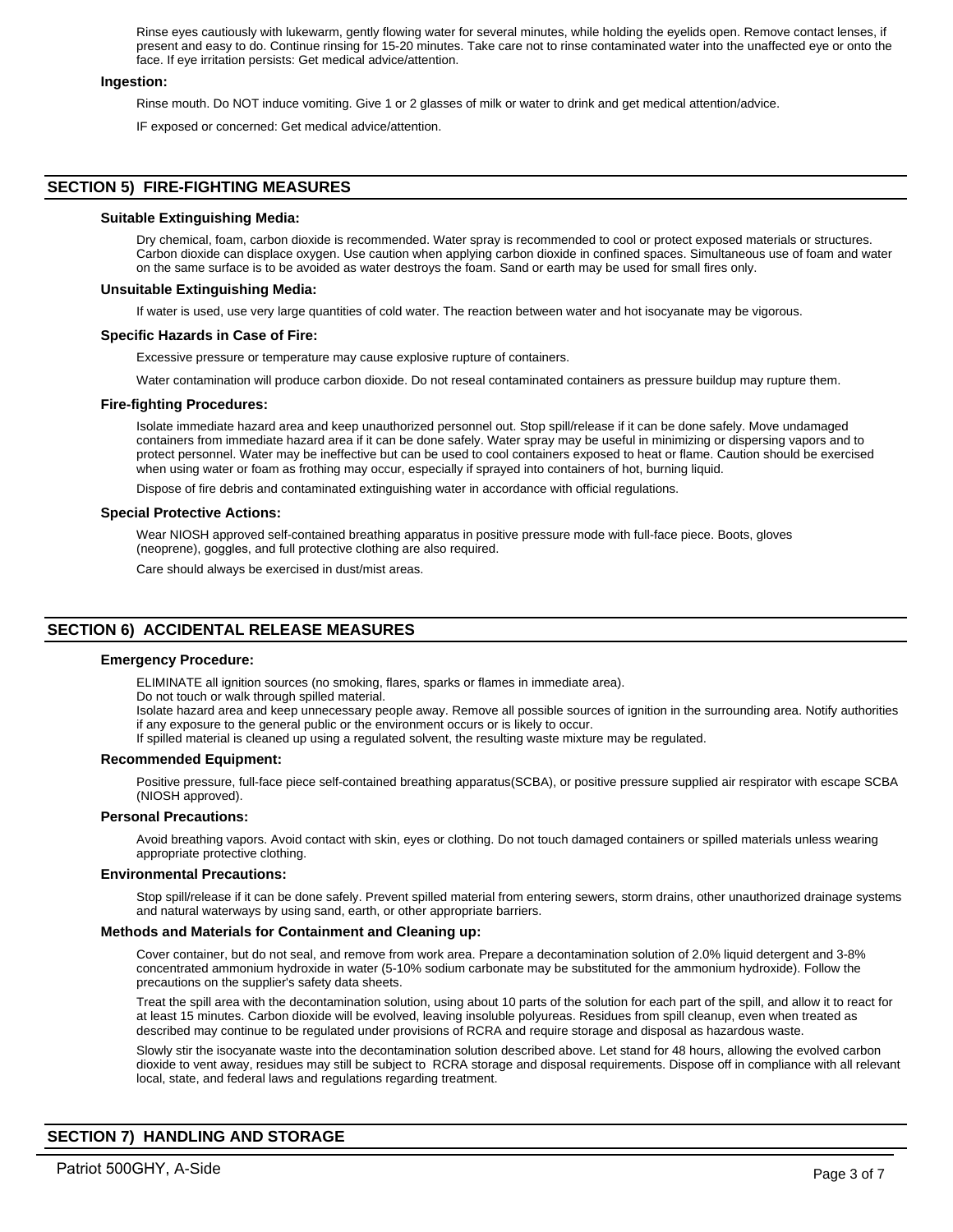Rinse eyes cautiously with lukewarm, gently flowing water for several minutes, while holding the eyelids open. Remove contact lenses, if present and easy to do. Continue rinsing for 15-20 minutes. Take care not to rinse contaminated water into the unaffected eye or onto the face. If eye irritation persists: Get medical advice/attention.

**Ingestion:**

Rinse mouth. Do NOT induce vomiting. Give 1 or 2 glasses of milk or water to drink and get medical attention/advice.

IF exposed or concerned: Get medical advice/attention.

## SECTION 5) FIRE-FIGHTING MEASURES

**Suitable Extinguishing Media:**

Dry chemical, foam, carbon dioxide is recommended. Water spray is recommended to cool or protect exposed materials or structures. Carbon dioxide can displace oxygen. Use caution when applying carbon dioxide in confined spaces. Simultaneous use of foam and water on the same surface is to be avoided as water destroys the foam. Sand or earth may be used for small fires only.

**Unsuitable Extinguishing Media:**

If water is used, use very large quantities of cold water. The reaction between water and hot isocyanate may be vigorous.

**Specific Hazards in Case of Fire:**

Excessive pressure or temperature may cause explosive rupture of containers.

Water contamination will produce carbon dioxide. Do not reseal contaminated containers as pressure buildup may rupture them.

**Fire-fighting Procedures:**

Isolate immediate hazard area and keep unauthorized personnel out. Stop spill/release if it can be done safely. Move undamaged containers from immediate hazard area if it can be done safely. Water spray may be useful in minimizing or dispersing vapors and to protect personnel. Water may be ineffective but can be used to cool containers exposed to heat or flame. Caution should be exercised when using water or foam as frothing may occur, especially if sprayed into containers of hot, burning liquid.

Dispose of fire debris and contaminated extinguishing water in accordance with official regulations.

**Special Protective Actions:**

Wear NIOSH approved self-contained breathing apparatus in positive pressure mode with full-face piece. Boots, gloves (neoprene), goggles, and full protective clothing are also required.

Care should always be exercised in dust/mist areas.

## SECTION 6) ACCIDENTAL RELEASE MEASURES

**Emergency Procedure:**

ELIMINATE all ignition sources (no smoking, flares, sparks or flames in immediate area).
Do not touch or walk through spilled material.
Isolate hazard area and keep unnecessary people away. Remove all possible sources of ignition in the surrounding area. Notify authorities if any exposure to the general public or the environment occurs or is likely to occur.
If spilled material is cleaned up using a regulated solvent, the resulting waste mixture may be regulated.

**Recommended Equipment:**

Positive pressure, full-face piece self-contained breathing apparatus(SCBA), or positive pressure supplied air respirator with escape SCBA (NIOSH approved).

**Personal Precautions:**

Avoid breathing vapors. Avoid contact with skin, eyes or clothing. Do not touch damaged containers or spilled materials unless wearing appropriate protective clothing.

**Environmental Precautions:**

Stop spill/release if it can be done safely. Prevent spilled material from entering sewers, storm drains, other unauthorized drainage systems and natural waterways by using sand, earth, or other appropriate barriers.

**Methods and Materials for Containment and Cleaning up:**

Cover container, but do not seal, and remove from work area. Prepare a decontamination solution of 2.0% liquid detergent and 3-8% concentrated ammonium hydroxide in water (5-10% sodium carbonate may be substituted for the ammonium hydroxide). Follow the precautions on the supplier's safety data sheets.

Treat the spill area with the decontamination solution, using about 10 parts of the solution for each part of the spill, and allow it to react for at least 15 minutes. Carbon dioxide will be evolved, leaving insoluble polyureas. Residues from spill cleanup, even when treated as described may continue to be regulated under provisions of RCRA and require storage and disposal as hazardous waste.

Slowly stir the isocyanate waste into the decontamination solution described above. Let stand for 48 hours, allowing the evolved carbon dioxide to vent away, residues may still be subject to RCRA storage and disposal requirements. Dispose off in compliance with all relevant local, state, and federal laws and regulations regarding treatment.

## SECTION 7) HANDLING AND STORAGE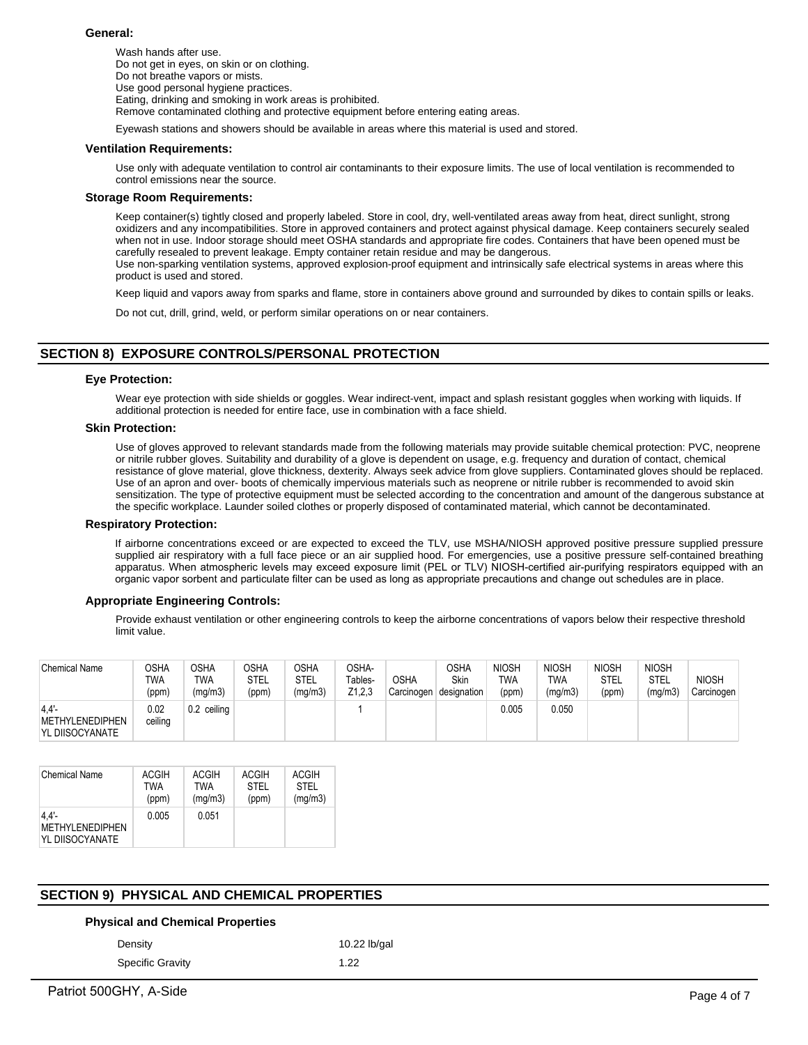**General:**

Wash hands after use.
Do not get in eyes, on skin or on clothing.
Do not breathe vapors or mists.
Use good personal hygiene practices.
Eating, drinking and smoking in work areas is prohibited.
Remove contaminated clothing and protective equipment before entering eating areas.

Eyewash stations and showers should be available in areas where this material is used and stored.

**Ventilation Requirements:**

Use only with adequate ventilation to control air contaminants to their exposure limits. The use of local ventilation is recommended to control emissions near the source.

**Storage Room Requirements:**

Keep container(s) tightly closed and properly labeled. Store in cool, dry, well-ventilated areas away from heat, direct sunlight, strong oxidizers and any incompatibilities. Store in approved containers and protect against physical damage. Keep containers securely sealed when not in use. Indoor storage should meet OSHA standards and appropriate fire codes. Containers that have been opened must be carefully resealed to prevent leakage. Empty container retain residue and may be dangerous.
Use non-sparking ventilation systems, approved explosion-proof equipment and intrinsically safe electrical systems in areas where this product is used and stored.

Keep liquid and vapors away from sparks and flame, store in containers above ground and surrounded by dikes to contain spills or leaks.

Do not cut, drill, grind, weld, or perform similar operations on or near containers.

## SECTION 8) EXPOSURE CONTROLS/PERSONAL PROTECTION

**Eye Protection:**

Wear eye protection with side shields or goggles. Wear indirect-vent, impact and splash resistant goggles when working with liquids. If additional protection is needed for entire face, use in combination with a face shield.

**Skin Protection:**

Use of gloves approved to relevant standards made from the following materials may provide suitable chemical protection: PVC, neoprene or nitrile rubber gloves. Suitability and durability of a glove is dependent on usage, e.g. frequency and duration of contact, chemical resistance of glove material, glove thickness, dexterity. Always seek advice from glove suppliers. Contaminated gloves should be replaced. Use of an apron and over- boots of chemically impervious materials such as neoprene or nitrile rubber is recommended to avoid skin sensitization. The type of protective equipment must be selected according to the concentration and amount of the dangerous substance at the specific workplace. Launder soiled clothes or properly disposed of contaminated material, which cannot be decontaminated.

**Respiratory Protection:**

If airborne concentrations exceed or are expected to exceed the TLV, use MSHA/NIOSH approved positive pressure supplied pressure supplied air respiratory with a full face piece or an air supplied hood. For emergencies, use a positive pressure self-contained breathing apparatus. When atmospheric levels may exceed exposure limit (PEL or TLV) NIOSH-certified air-purifying respirators equipped with an organic vapor sorbent and particulate filter can be used as long as appropriate precautions and change out schedules are in place.

**Appropriate Engineering Controls:**

Provide exhaust ventilation or other engineering controls to keep the airborne concentrations of vapors below their respective threshold limit value.

| Chemical Name | OSHA TWA (ppm) | OSHA TWA (mg/m3) | OSHA STEL (ppm) | OSHA STEL (mg/m3) | OSHA- Tables- Z1,2,3 | OSHA Carcinogen | OSHA Skin designation | NIOSH TWA (ppm) | NIOSH TWA (mg/m3) | NIOSH STEL (ppm) | NIOSH STEL (mg/m3) | NIOSH Carcinogen |
|---|---|---|---|---|---|---|---|---|---|---|---|---|
| 4,4'-METHYLENEDIPHENYL DIISOCYANATE | 0.02 ceiling | 0.2 ceiling | | | 1 | | | 0.005 | 0.050 | | | |

| Chemical Name | ACGIH TWA (ppm) | ACGIH TWA (mg/m3) | ACGIH STEL (ppm) | ACGIH STEL (mg/m3) |
|---|---|---|---|---|
| 4,4'-METHYLENEDIPHENYL DIISOCYANATE | 0.005 | 0.051 | | |

## SECTION 9) PHYSICAL AND CHEMICAL PROPERTIES

**Physical and Chemical Properties**

| | |
|---|---|
| Density | 10.22 lb/gal |
| Specific Gravity | 1.22 |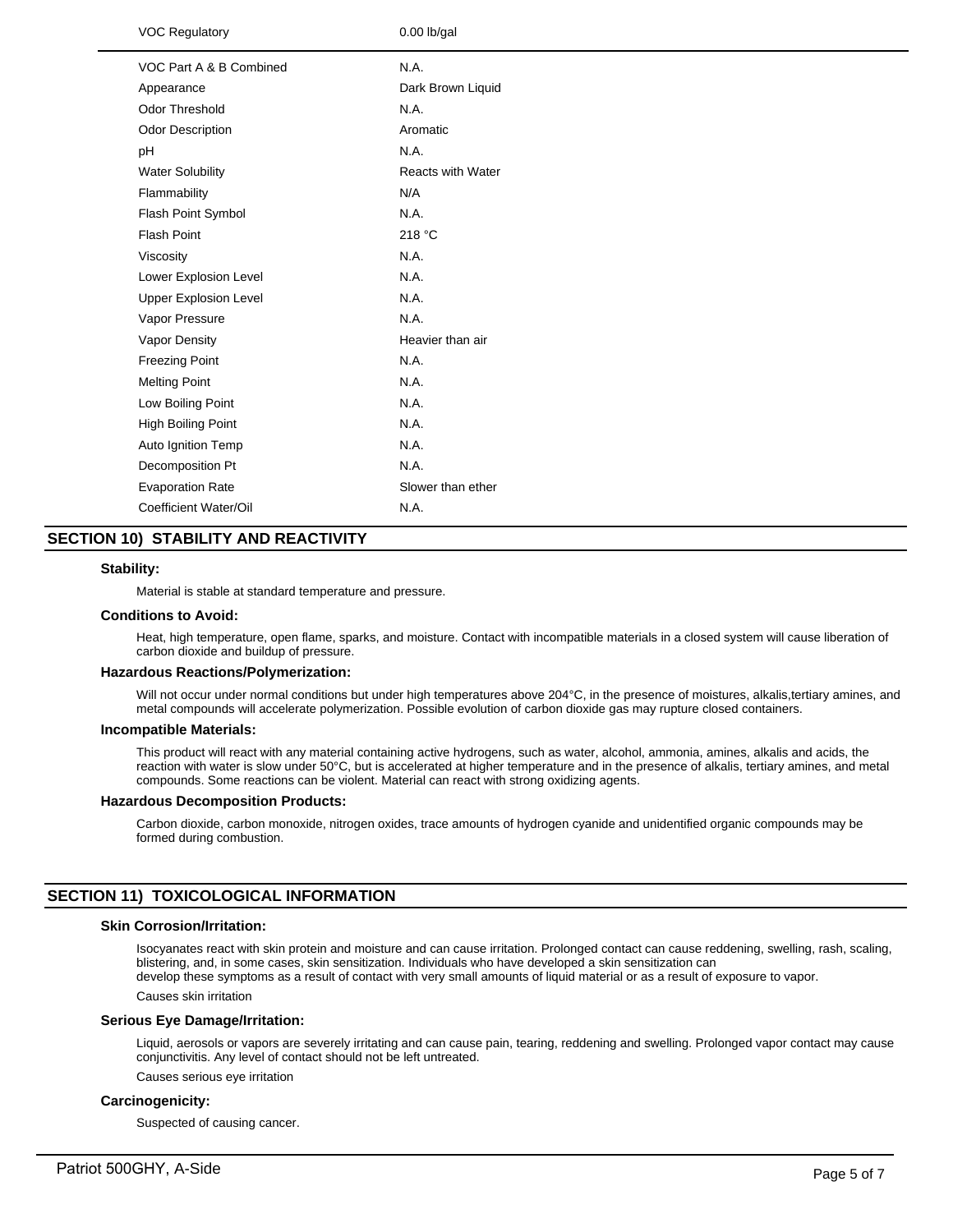| VOC Regulatory | 0.00 lb/gal |
|---|---|
| VOC Part A & B Combined | N.A. |
| Appearance | Dark Brown Liquid |
| Odor Threshold | N.A. |
| Odor Description | Aromatic |
| pH | N.A. |
| Water Solubility | Reacts with Water |
| Flammability | N/A |
| Flash Point Symbol | N.A. |
| Flash Point | 218 °C |
| Viscosity | N.A. |
| Lower Explosion Level | N.A. |
| Upper Explosion Level | N.A. |
| Vapor Pressure | N.A. |
| Vapor Density | Heavier than air |
| Freezing Point | N.A. |
| Melting Point | N.A. |
| Low Boiling Point | N.A. |
| High Boiling Point | N.A. |
| Auto Ignition Temp | N.A. |
| Decomposition Pt | N.A. |
| Evaporation Rate | Slower than ether |
| Coefficient Water/Oil | N.A. |

## SECTION 10) STABILITY AND REACTIVITY

**Stability:**

Material is stable at standard temperature and pressure.

**Conditions to Avoid:**

Heat, high temperature, open flame, sparks, and moisture. Contact with incompatible materials in a closed system will cause liberation of carbon dioxide and buildup of pressure.

**Hazardous Reactions/Polymerization:**

Will not occur under normal conditions but under high temperatures above 204°C, in the presence of moistures, alkalis,tertiary amines, and metal compounds will accelerate polymerization. Possible evolution of carbon dioxide gas may rupture closed containers.

**Incompatible Materials:**

This product will react with any material containing active hydrogens, such as water, alcohol, ammonia, amines, alkalis and acids, the reaction with water is slow under 50°C, but is accelerated at higher temperature and in the presence of alkalis, tertiary amines, and metal compounds. Some reactions can be violent. Material can react with strong oxidizing agents.

**Hazardous Decomposition Products:**

Carbon dioxide, carbon monoxide, nitrogen oxides, trace amounts of hydrogen cyanide and unidentified organic compounds may be formed during combustion.

## SECTION 11) TOXICOLOGICAL INFORMATION

**Skin Corrosion/Irritation:**

Isocyanates react with skin protein and moisture and can cause irritation. Prolonged contact can cause reddening, swelling, rash, scaling, blistering, and, in some cases, skin sensitization. Individuals who have developed a skin sensitization can develop these symptoms as a result of contact with very small amounts of liquid material or as a result of exposure to vapor.

Causes skin irritation

**Serious Eye Damage/Irritation:**

Liquid, aerosols or vapors are severely irritating and can cause pain, tearing, reddening and swelling. Prolonged vapor contact may cause conjunctivitis. Any level of contact should not be left untreated.

Causes serious eye irritation

**Carcinogenicity:**

Suspected of causing cancer.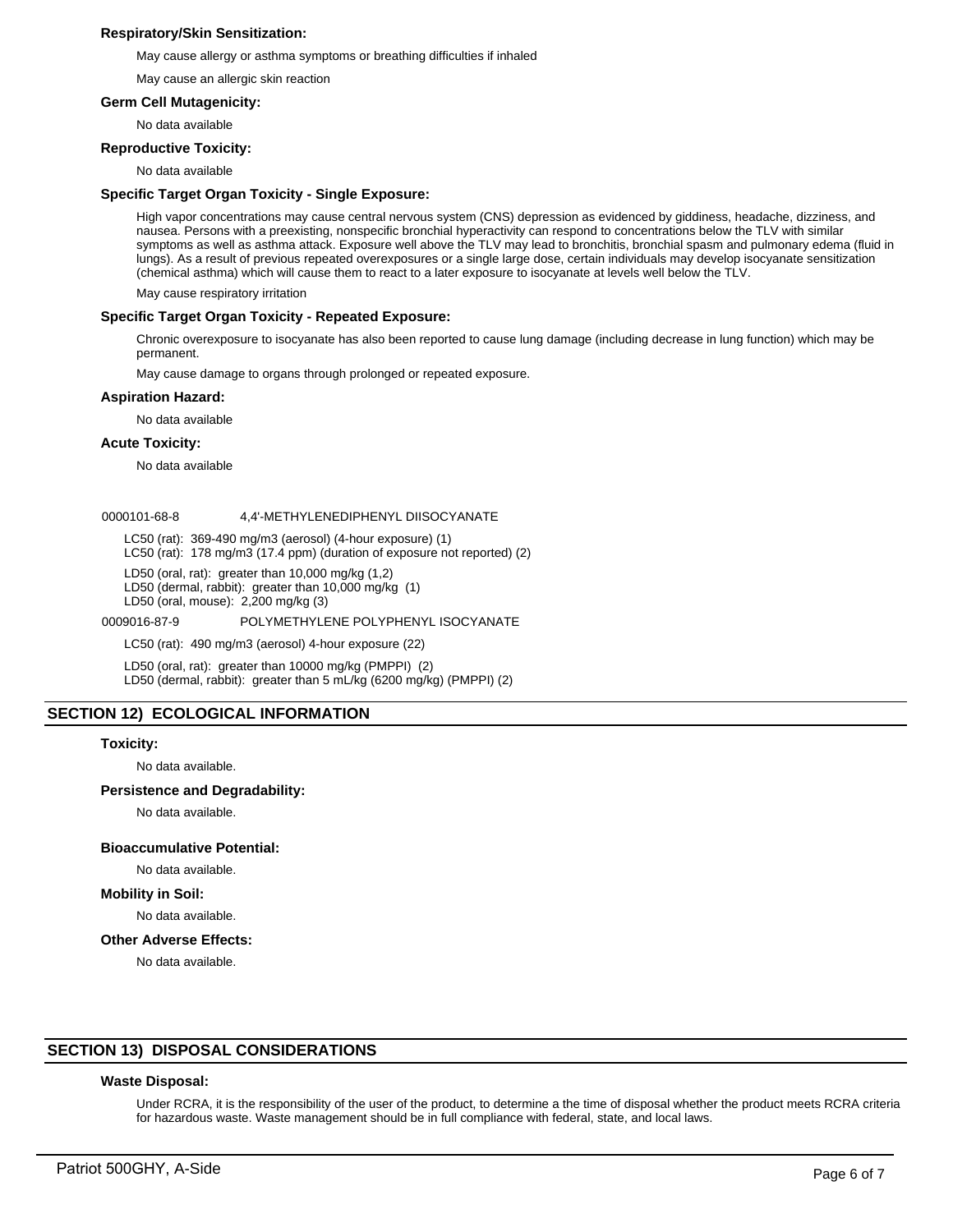**Respiratory/Skin Sensitization:**

May cause allergy or asthma symptoms or breathing difficulties if inhaled

May cause an allergic skin reaction

**Germ Cell Mutagenicity:**

No data available

**Reproductive Toxicity:**

No data available

**Specific Target Organ Toxicity - Single Exposure:**

High vapor concentrations may cause central nervous system (CNS) depression as evidenced by giddiness, headache, dizziness, and nausea. Persons with a preexisting, nonspecific bronchial hyperactivity can respond to concentrations below the TLV with similar symptoms as well as asthma attack. Exposure well above the TLV may lead to bronchitis, bronchial spasm and pulmonary edema (fluid in lungs). As a result of previous repeated overexposures or a single large dose, certain individuals may develop isocyanate sensitization (chemical asthma) which will cause them to react to a later exposure to isocyanate at levels well below the TLV.

May cause respiratory irritation

**Specific Target Organ Toxicity - Repeated Exposure:**

Chronic overexposure to isocyanate has also been reported to cause lung damage (including decrease in lung function) which may be permanent.

May cause damage to organs through prolonged or repeated exposure.

**Aspiration Hazard:**

No data available

**Acute Toxicity:**

No data available

0000101-68-8 4,4'-METHYLENEDIPHENYL DIISOCYANATE

LC50 (rat): 369-490 mg/m3 (aerosol) (4-hour exposure) (1)
LC50 (rat): 178 mg/m3 (17.4 ppm) (duration of exposure not reported) (2)

LD50 (oral, rat): greater than 10,000 mg/kg (1,2)
LD50 (dermal, rabbit): greater than 10,000 mg/kg (1)
LD50 (oral, mouse): 2,200 mg/kg (3)

0009016-87-9 POLYMETHYLENE POLYPHENYL ISOCYANATE

LC50 (rat): 490 mg/m3 (aerosol) 4-hour exposure (22)

LD50 (oral, rat): greater than 10000 mg/kg (PMPPI) (2)
LD50 (dermal, rabbit): greater than 5 mL/kg (6200 mg/kg) (PMPPI) (2)

## SECTION 12) ECOLOGICAL INFORMATION

**Toxicity:**

No data available.

**Persistence and Degradability:**

No data available.

**Bioaccumulative Potential:**

No data available.

**Mobility in Soil:**

No data available.

**Other Adverse Effects:**

No data available.

## SECTION 13) DISPOSAL CONSIDERATIONS

**Waste Disposal:**

Under RCRA, it is the responsibility of the user of the product, to determine a the time of disposal whether the product meets RCRA criteria for hazardous waste. Waste management should be in full compliance with federal, state, and local laws.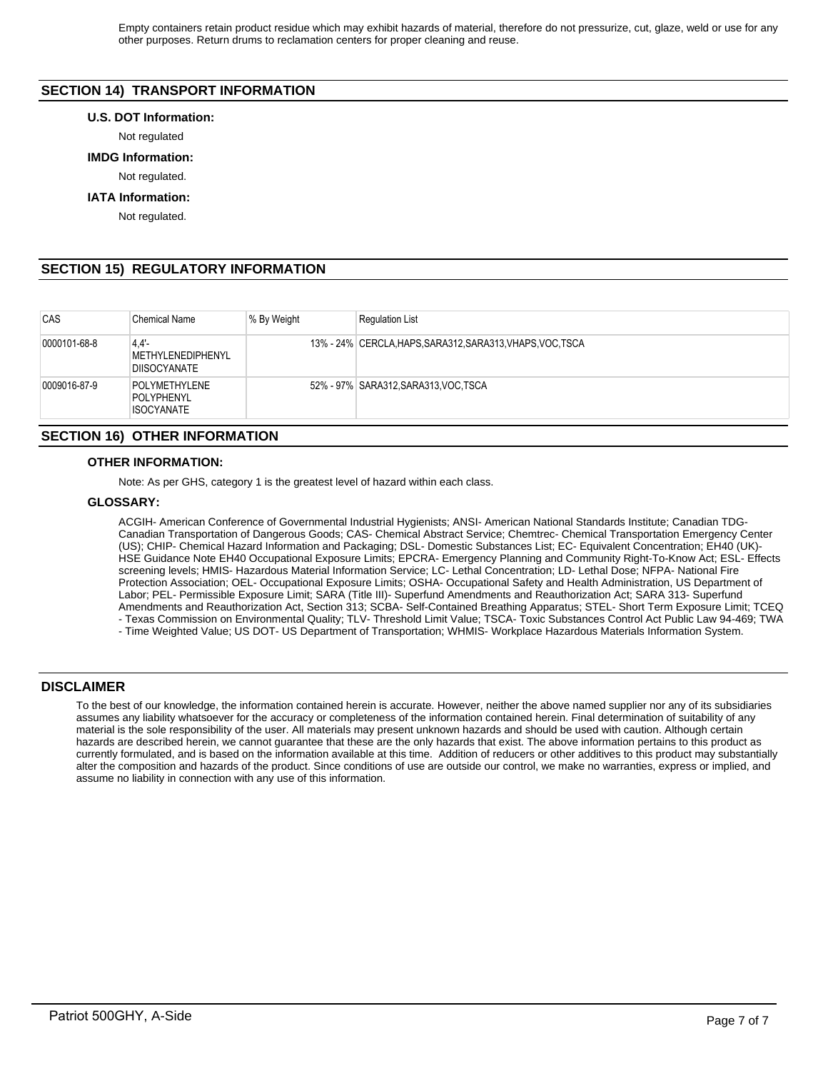Empty containers retain product residue which may exhibit hazards of material, therefore do not pressurize, cut, glaze, weld or use for any other purposes. Return drums to reclamation centers for proper cleaning and reuse.

## SECTION 14) TRANSPORT INFORMATION

### U.S. DOT Information:

Not regulated

### IMDG Information:

Not regulated.

### IATA Information:

Not regulated.

## SECTION 15) REGULATORY INFORMATION

| CAS | Chemical Name | % By Weight | Regulation List |
|---|---|---|---|
| 0000101-68-8 | 4,4'-METHYLENEDIPHENYL DIISOCYANATE | 13% - 24% | CERCLA,HAPS,SARA312,SARA313,VHAPS,VOC,TSCA |
| 0009016-87-9 | POLYMETHYLENE POLYPHENYL ISOCYANATE | 52% - 97% | SARA312,SARA313,VOC,TSCA |

## SECTION 16) OTHER INFORMATION

### OTHER INFORMATION:

Note: As per GHS, category 1 is the greatest level of hazard within each class.

### GLOSSARY:

ACGIH- American Conference of Governmental Industrial Hygienists; ANSI- American National Standards Institute; Canadian TDG- Canadian Transportation of Dangerous Goods; CAS- Chemical Abstract Service; Chemtrec- Chemical Transportation Emergency Center (US); CHIP- Chemical Hazard Information and Packaging; DSL- Domestic Substances List; EC- Equivalent Concentration; EH40 (UK)- HSE Guidance Note EH40 Occupational Exposure Limits; EPCRA- Emergency Planning and Community Right-To-Know Act; ESL- Effects screening levels; HMIS- Hazardous Material Information Service; LC- Lethal Concentration; LD- Lethal Dose; NFPA- National Fire Protection Association; OEL- Occupational Exposure Limits; OSHA- Occupational Safety and Health Administration, US Department of Labor; PEL- Permissible Exposure Limit; SARA (Title III)- Superfund Amendments and Reauthorization Act; SARA 313- Superfund Amendments and Reauthorization Act, Section 313; SCBA- Self-Contained Breathing Apparatus; STEL- Short Term Exposure Limit; TCEQ - Texas Commission on Environmental Quality; TLV- Threshold Limit Value; TSCA- Toxic Substances Control Act Public Law 94-469; TWA - Time Weighted Value; US DOT- US Department of Transportation; WHMIS- Workplace Hazardous Materials Information System.

## DISCLAIMER

To the best of our knowledge, the information contained herein is accurate. However, neither the above named supplier nor any of its subsidiaries assumes any liability whatsoever for the accuracy or completeness of the information contained herein. Final determination of suitability of any material is the sole responsibility of the user. All materials may present unknown hazards and should be used with caution. Although certain hazards are described herein, we cannot guarantee that these are the only hazards that exist. The above information pertains to this product as currently formulated, and is based on the information available at this time. Addition of reducers or other additives to this product may substantially alter the composition and hazards of the product. Since conditions of use are outside our control, we make no warranties, express or implied, and assume no liability in connection with any use of this information.